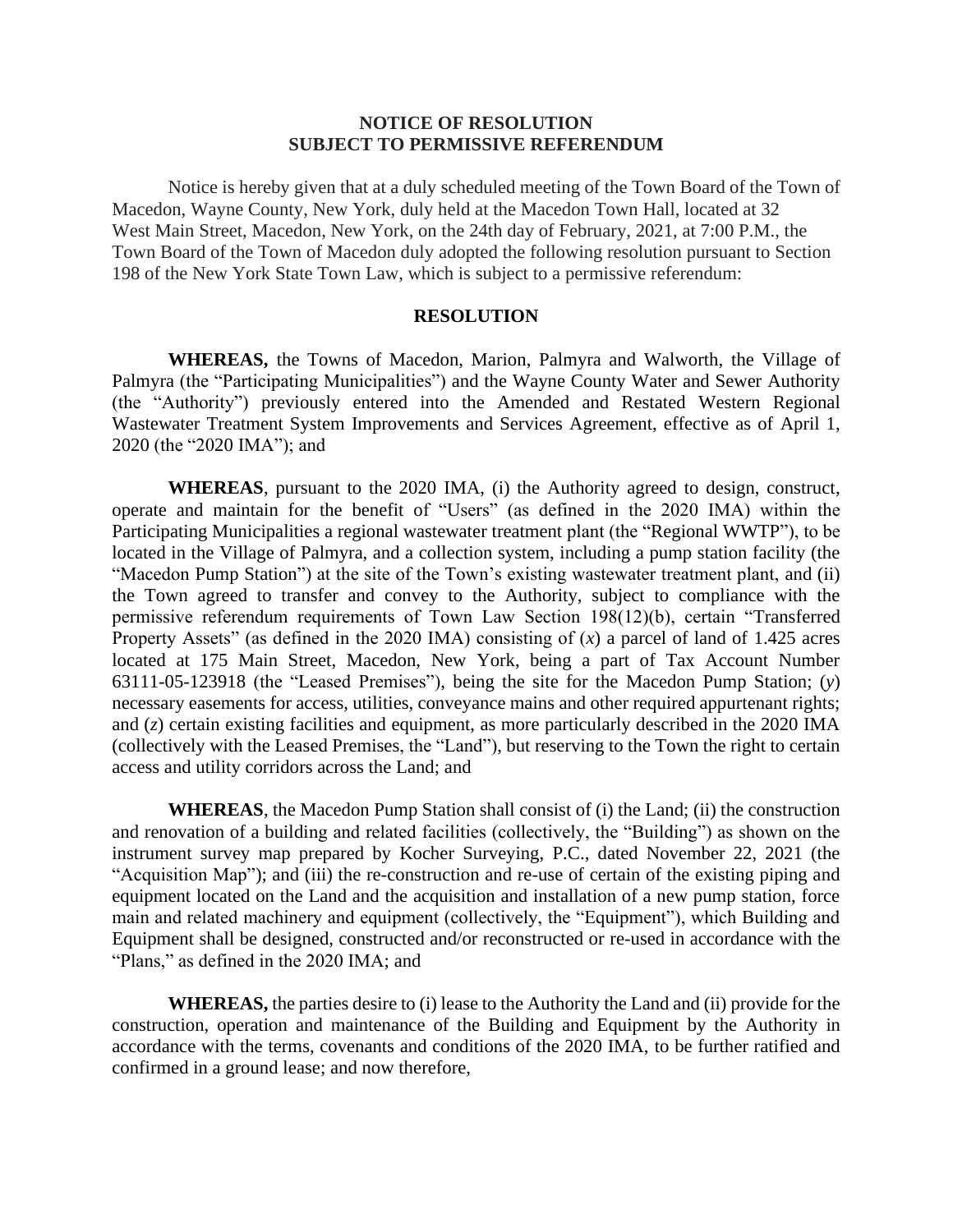**NOTICE OF RESOLUTION**
**SUBJECT TO PERMISSIVE REFERENDUM**

Notice is hereby given that at a duly scheduled meeting of the Town Board of the Town of Macedon, Wayne County, New York, duly held at the Macedon Town Hall, located at 32 West Main Street, Macedon, New York, on the 24th day of February, 2021, at 7:00 P.M., the Town Board of the Town of Macedon duly adopted the following resolution pursuant to Section 198 of the New York State Town Law, which is subject to a permissive referendum:

**RESOLUTION**

**WHEREAS,** the Towns of Macedon, Marion, Palmyra and Walworth, the Village of Palmyra (the "Participating Municipalities") and the Wayne County Water and Sewer Authority (the "Authority") previously entered into the Amended and Restated Western Regional Wastewater Treatment System Improvements and Services Agreement, effective as of April 1, 2020 (the "2020 IMA"); and

**WHEREAS**, pursuant to the 2020 IMA, (i) the Authority agreed to design, construct, operate and maintain for the benefit of "Users" (as defined in the 2020 IMA) within the Participating Municipalities a regional wastewater treatment plant (the "Regional WWTP"), to be located in the Village of Palmyra, and a collection system, including a pump station facility (the "Macedon Pump Station") at the site of the Town's existing wastewater treatment plant, and (ii) the Town agreed to transfer and convey to the Authority, subject to compliance with the permissive referendum requirements of Town Law Section 198(12)(b), certain "Transferred Property Assets" (as defined in the 2020 IMA) consisting of (*x*) a parcel of land of 1.425 acres located at 175 Main Street, Macedon, New York, being a part of Tax Account Number 63111-05-123918 (the "Leased Premises"), being the site for the Macedon Pump Station; (*y*) necessary easements for access, utilities, conveyance mains and other required appurtenant rights; and (*z*) certain existing facilities and equipment, as more particularly described in the 2020 IMA (collectively with the Leased Premises, the "Land"), but reserving to the Town the right to certain access and utility corridors across the Land; and

**WHEREAS**, the Macedon Pump Station shall consist of (i) the Land; (ii) the construction and renovation of a building and related facilities (collectively, the "Building") as shown on the instrument survey map prepared by Kocher Surveying, P.C., dated November 22, 2021 (the "Acquisition Map"); and (iii) the re-construction and re-use of certain of the existing piping and equipment located on the Land and the acquisition and installation of a new pump station, force main and related machinery and equipment (collectively, the "Equipment"), which Building and Equipment shall be designed, constructed and/or reconstructed or re-used in accordance with the "Plans," as defined in the 2020 IMA; and

**WHEREAS,** the parties desire to (i) lease to the Authority the Land and (ii) provide for the construction, operation and maintenance of the Building and Equipment by the Authority in accordance with the terms, covenants and conditions of the 2020 IMA, to be further ratified and confirmed in a ground lease; and now therefore,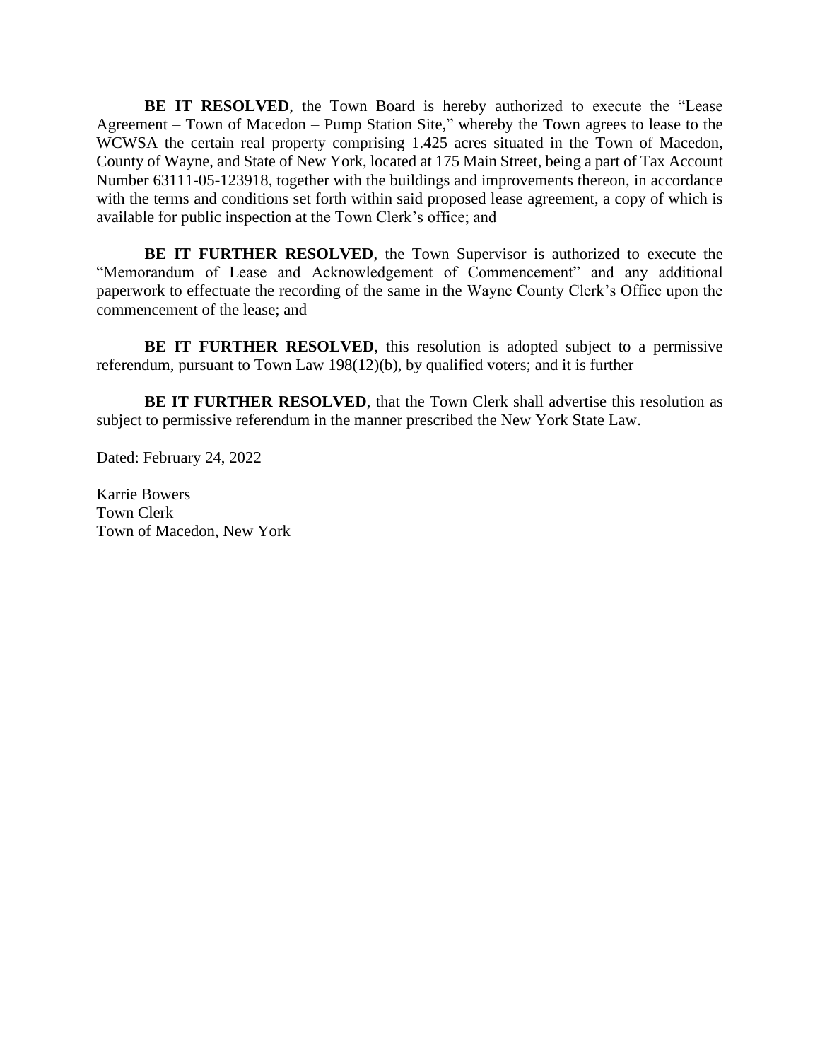**BE IT RESOLVED**, the Town Board is hereby authorized to execute the "Lease Agreement – Town of Macedon – Pump Station Site," whereby the Town agrees to lease to the WCWSA the certain real property comprising 1.425 acres situated in the Town of Macedon, County of Wayne, and State of New York, located at 175 Main Street, being a part of Tax Account Number 63111-05-123918, together with the buildings and improvements thereon, in accordance with the terms and conditions set forth within said proposed lease agreement, a copy of which is available for public inspection at the Town Clerk's office; and

**BE IT FURTHER RESOLVED**, the Town Supervisor is authorized to execute the "Memorandum of Lease and Acknowledgement of Commencement" and any additional paperwork to effectuate the recording of the same in the Wayne County Clerk's Office upon the commencement of the lease; and

**BE IT FURTHER RESOLVED**, this resolution is adopted subject to a permissive referendum, pursuant to Town Law 198(12)(b), by qualified voters; and it is further

**BE IT FURTHER RESOLVED**, that the Town Clerk shall advertise this resolution as subject to permissive referendum in the manner prescribed the New York State Law.

Dated: February 24, 2022

Karrie Bowers
Town Clerk
Town of Macedon, New York